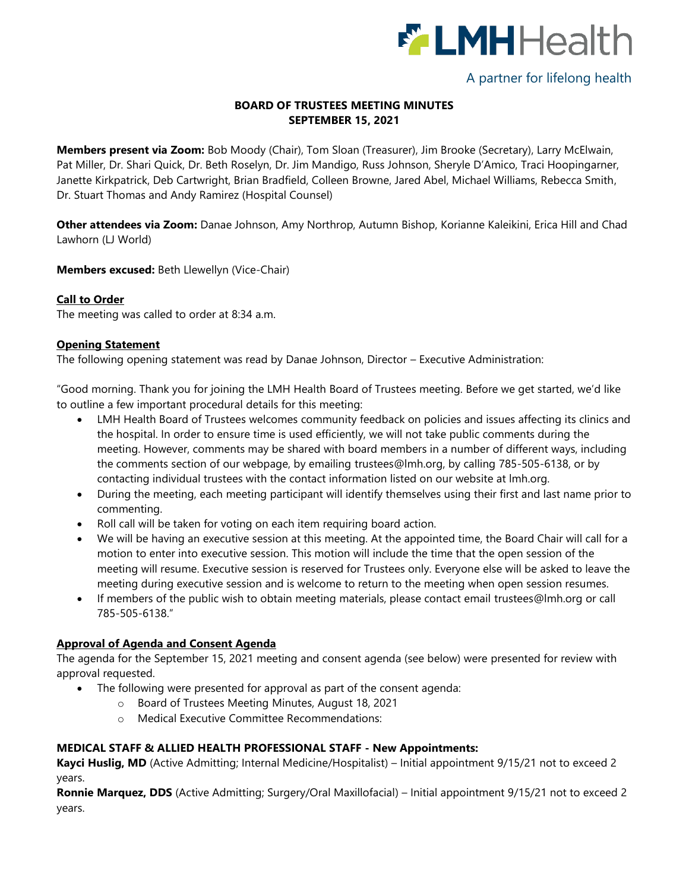LMHHealth

A partner for lifelong health

# BOARD OF TRUSTEES MEETING MINUTES
## SEPTEMBER 15, 2021

**Members present via Zoom:** Bob Moody (Chair), Tom Sloan (Treasurer), Jim Brooke (Secretary), Larry McElwain, Pat Miller, Dr. Shari Quick, Dr. Beth Roselyn, Dr. Jim Mandigo, Russ Johnson, Sheryle D'Amico, Traci Hoopingarner, Janette Kirkpatrick, Deb Cartwright, Brian Bradfield, Colleen Browne, Jared Abel, Michael Williams, Rebecca Smith, Dr. Stuart Thomas and Andy Ramirez (Hospital Counsel)

**Other attendees via Zoom:** Danae Johnson, Amy Northrop, Autumn Bishop, Korianne Kaleikini, Erica Hill and Chad Lawhorn (LJ World)

**Members excused:** Beth Llewellyn (Vice-Chair)

### Call to Order

The meeting was called to order at 8:34 a.m.

### Opening Statement

The following opening statement was read by Danae Johnson, Director – Executive Administration:

"Good morning. Thank you for joining the LMH Health Board of Trustees meeting. Before we get started, we'd like to outline a few important procedural details for this meeting:

- LMH Health Board of Trustees welcomes community feedback on policies and issues affecting its clinics and the hospital. In order to ensure time is used efficiently, we will not take public comments during the meeting. However, comments may be shared with board members in a number of different ways, including the comments section of our webpage, by emailing trustees@lmh.org, by calling 785-505-6138, or by contacting individual trustees with the contact information listed on our website at lmh.org.
- During the meeting, each meeting participant will identify themselves using their first and last name prior to commenting.
- Roll call will be taken for voting on each item requiring board action.
- We will be having an executive session at this meeting. At the appointed time, the Board Chair will call for a motion to enter into executive session. This motion will include the time that the open session of the meeting will resume. Executive session is reserved for Trustees only. Everyone else will be asked to leave the meeting during executive session and is welcome to return to the meeting when open session resumes.
- If members of the public wish to obtain meeting materials, please contact email trustees@lmh.org or call 785-505-6138."

### Approval of Agenda and Consent Agenda

The agenda for the September 15, 2021 meeting and consent agenda (see below) were presented for review with approval requested.

- The following were presented for approval as part of the consent agenda:
  - Board of Trustees Meeting Minutes, August 18, 2021
  - Medical Executive Committee Recommendations:

**MEDICAL STAFF & ALLIED HEALTH PROFESSIONAL STAFF - New Appointments:**

**Kayci Huslig, MD** (Active Admitting; Internal Medicine/Hospitalist) – Initial appointment 9/15/21 not to exceed 2 years.

**Ronnie Marquez, DDS** (Active Admitting; Surgery/Oral Maxillofacial) – Initial appointment 9/15/21 not to exceed 2 years.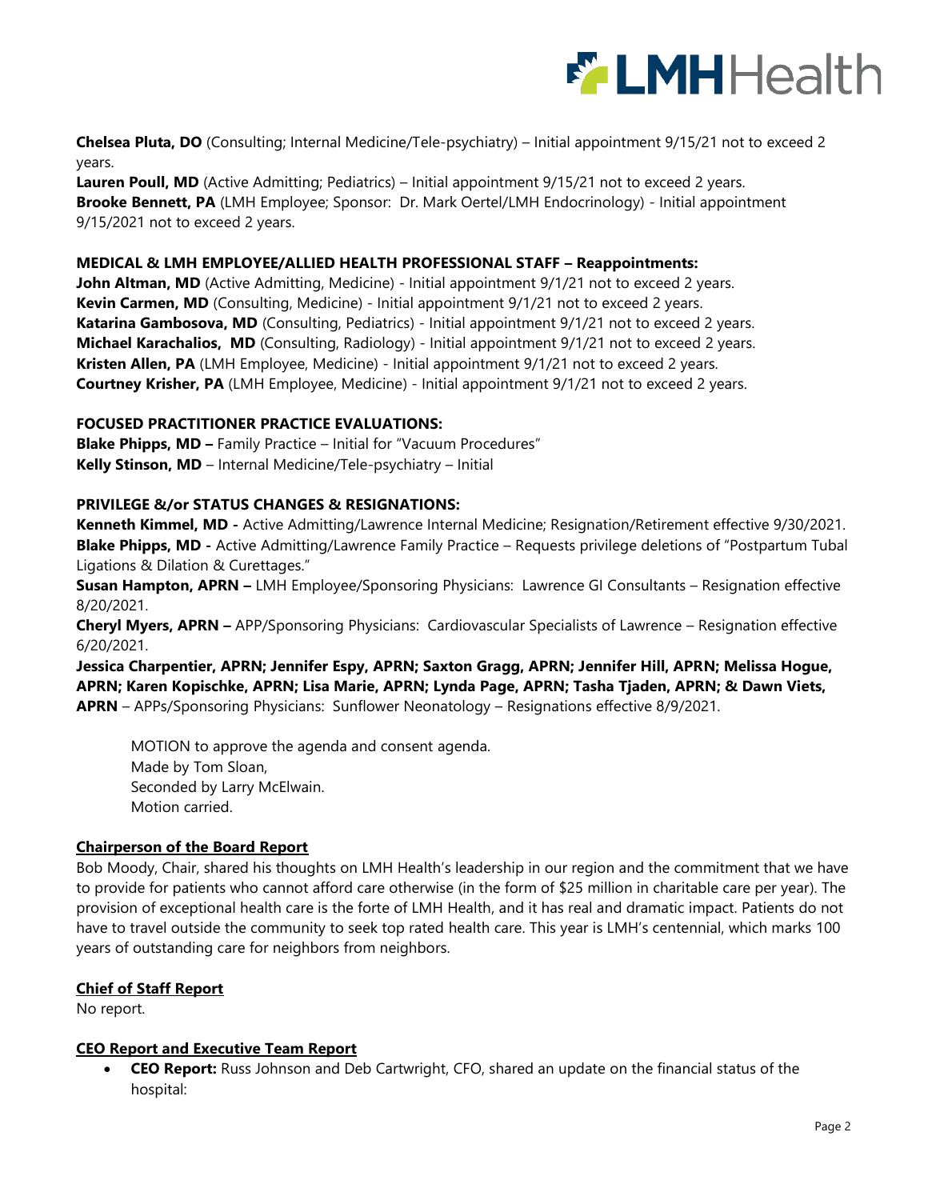**Chelsea Pluta, DO** (Consulting; Internal Medicine/Tele-psychiatry) – Initial appointment 9/15/21 not to exceed 2 years.
**Lauren Poull, MD** (Active Admitting; Pediatrics) – Initial appointment 9/15/21 not to exceed 2 years.
**Brooke Bennett, PA** (LMH Employee; Sponsor: Dr. Mark Oertel/LMH Endocrinology) - Initial appointment 9/15/2021 not to exceed 2 years.

**MEDICAL & LMH EMPLOYEE/ALLIED HEALTH PROFESSIONAL STAFF – Reappointments:**
**John Altman, MD** (Active Admitting, Medicine) - Initial appointment 9/1/21 not to exceed 2 years.
**Kevin Carmen, MD** (Consulting, Medicine) - Initial appointment 9/1/21 not to exceed 2 years.
**Katarina Gambosova, MD** (Consulting, Pediatrics) - Initial appointment 9/1/21 not to exceed 2 years.
**Michael Karachalios, MD** (Consulting, Radiology) - Initial appointment 9/1/21 not to exceed 2 years.
**Kristen Allen, PA** (LMH Employee, Medicine) - Initial appointment 9/1/21 not to exceed 2 years.
**Courtney Krisher, PA** (LMH Employee, Medicine) - Initial appointment 9/1/21 not to exceed 2 years.

**FOCUSED PRACTITIONER PRACTICE EVALUATIONS:**
**Blake Phipps, MD –** Family Practice – Initial for "Vacuum Procedures"
**Kelly Stinson, MD** – Internal Medicine/Tele-psychiatry – Initial

**PRIVILEGE &/or STATUS CHANGES & RESIGNATIONS:**
**Kenneth Kimmel, MD -** Active Admitting/Lawrence Internal Medicine; Resignation/Retirement effective 9/30/2021.
**Blake Phipps, MD -** Active Admitting/Lawrence Family Practice – Requests privilege deletions of "Postpartum Tubal Ligations & Dilation & Curettages."
**Susan Hampton, APRN –** LMH Employee/Sponsoring Physicians: Lawrence GI Consultants – Resignation effective 8/20/2021.
**Cheryl Myers, APRN –** APP/Sponsoring Physicians: Cardiovascular Specialists of Lawrence – Resignation effective 6/20/2021.
**Jessica Charpentier, APRN; Jennifer Espy, APRN; Saxton Gragg, APRN; Jennifer Hill, APRN; Melissa Hogue, APRN; Karen Kopischke, APRN; Lisa Marie, APRN; Lynda Page, APRN; Tasha Tjaden, APRN; & Dawn Viets, APRN** – APPs/Sponsoring Physicians: Sunflower Neonatology – Resignations effective 8/9/2021.

> MOTION to approve the agenda and consent agenda.
> Made by Tom Sloan,
> Seconded by Larry McElwain.
> Motion carried.

## Chairperson of the Board Report

Bob Moody, Chair, shared his thoughts on LMH Health's leadership in our region and the commitment that we have to provide for patients who cannot afford care otherwise (in the form of $25 million in charitable care per year). The provision of exceptional health care is the forte of LMH Health, and it has real and dramatic impact. Patients do not have to travel outside the community to seek top rated health care. This year is LMH's centennial, which marks 100 years of outstanding care for neighbors from neighbors.

## Chief of Staff Report

No report.

## CEO Report and Executive Team Report

- **CEO Report:** Russ Johnson and Deb Cartwright, CFO, shared an update on the financial status of the hospital: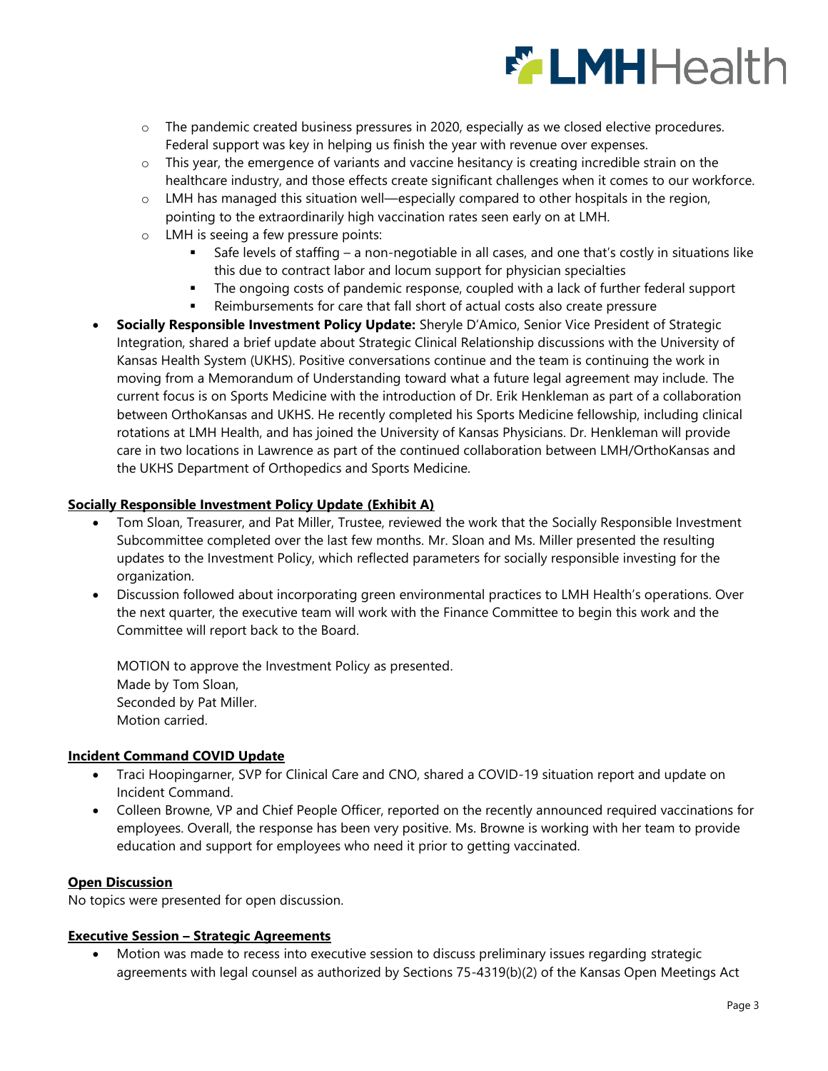- The pandemic created business pressures in 2020, especially as we closed elective procedures. Federal support was key in helping us finish the year with revenue over expenses.
  - This year, the emergence of variants and vaccine hesitancy is creating incredible strain on the healthcare industry, and those effects create significant challenges when it comes to our workforce.
  - LMH has managed this situation well—especially compared to other hospitals in the region, pointing to the extraordinarily high vaccination rates seen early on at LMH.
  - LMH is seeing a few pressure points:
    - Safe levels of staffing – a non-negotiable in all cases, and one that's costly in situations like this due to contract labor and locum support for physician specialties
    - The ongoing costs of pandemic response, coupled with a lack of further federal support
    - Reimbursements for care that fall short of actual costs also create pressure
- **Socially Responsible Investment Policy Update:** Sheryle D'Amico, Senior Vice President of Strategic Integration, shared a brief update about Strategic Clinical Relationship discussions with the University of Kansas Health System (UKHS). Positive conversations continue and the team is continuing the work in moving from a Memorandum of Understanding toward what a future legal agreement may include. The current focus is on Sports Medicine with the introduction of Dr. Erik Henkleman as part of a collaboration between OrthoKansas and UKHS. He recently completed his Sports Medicine fellowship, including clinical rotations at LMH Health, and has joined the University of Kansas Physicians. Dr. Henkleman will provide care in two locations in Lawrence as part of the continued collaboration between LMH/OrthoKansas and the UKHS Department of Orthopedics and Sports Medicine.

**Socially Responsible Investment Policy Update (Exhibit A)**

- Tom Sloan, Treasurer, and Pat Miller, Trustee, reviewed the work that the Socially Responsible Investment Subcommittee completed over the last few months. Mr. Sloan and Ms. Miller presented the resulting updates to the Investment Policy, which reflected parameters for socially responsible investing for the organization.
- Discussion followed about incorporating green environmental practices to LMH Health's operations. Over the next quarter, the executive team will work with the Finance Committee to begin this work and the Committee will report back to the Board.

  MOTION to approve the Investment Policy as presented.
  Made by Tom Sloan,
  Seconded by Pat Miller.
  Motion carried.

**Incident Command COVID Update**

- Traci Hoopingarner, SVP for Clinical Care and CNO, shared a COVID-19 situation report and update on Incident Command.
- Colleen Browne, VP and Chief People Officer, reported on the recently announced required vaccinations for employees. Overall, the response has been very positive. Ms. Browne is working with her team to provide education and support for employees who need it prior to getting vaccinated.

**Open Discussion**

No topics were presented for open discussion.

**Executive Session – Strategic Agreements**

- Motion was made to recess into executive session to discuss preliminary issues regarding strategic agreements with legal counsel as authorized by Sections 75-4319(b)(2) of the Kansas Open Meetings Act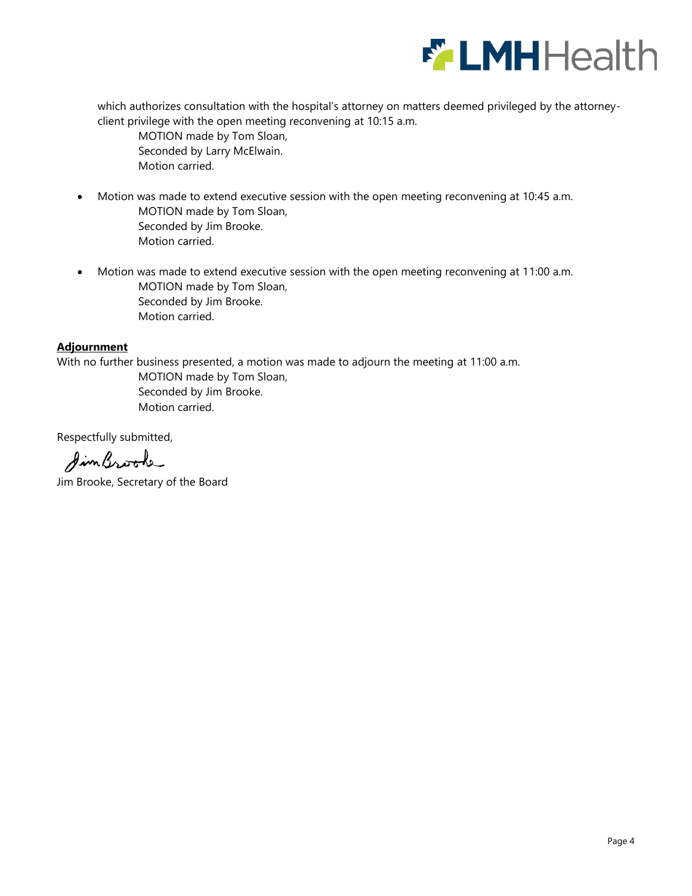which authorizes consultation with the hospital's attorney on matters deemed privileged by the attorney-client privilege with the open meeting reconvening at 10:15 a.m.

MOTION made by Tom Sloan,
Seconded by Larry McElwain.
Motion carried.

- Motion was made to extend executive session with the open meeting reconvening at 10:45 a.m.
  MOTION made by Tom Sloan,
  Seconded by Jim Brooke.
  Motion carried.

- Motion was made to extend executive session with the open meeting reconvening at 11:00 a.m.
  MOTION made by Tom Sloan,
  Seconded by Jim Brooke.
  Motion carried.

**Adjournment**

With no further business presented, a motion was made to adjourn the meeting at 11:00 a.m.

MOTION made by Tom Sloan,
Seconded by Jim Brooke.
Motion carried.

Respectfully submitted,

Jim Brooke, Secretary of the Board